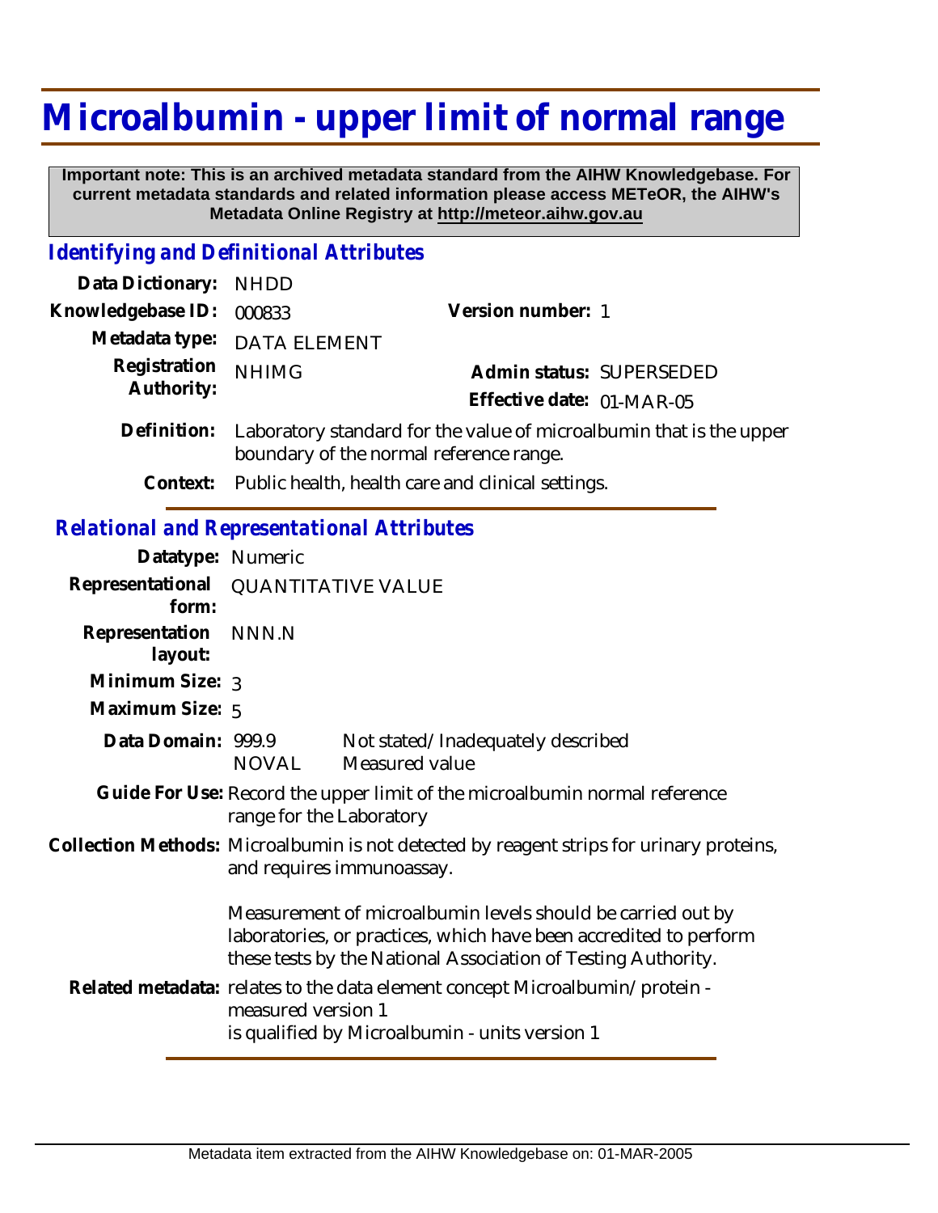# Microalbumin - upper limit of normal range

**Important note: This is an archived metadata standard from the AIHW Knowledgebase. For current metadata standards and related information please access METeOR, the AIHW's Metadata Online Registry at http://meteor.aihw.gov.au**

## *Identifying and Definitional Attributes*

**Data Dictionary:** NHDD

**Knowledgebase ID:** 000833

**Version number:** 1

**Metadata type:** DATA ELEMENT

**Registration Authority:** NHIMG

**Admin status:** SUPERSEDED

**Effective date:** 01-MAR-05

**Definition:** Laboratory standard for the value of microalbumin that is the upper boundary of the normal reference range.

**Context:** Public health, health care and clinical settings.

## *Relational and Representational Attributes*

**Datatype:** Numeric

**Representational form:** QUANTITATIVE VALUE

**Representation layout:** NNN.N

**Minimum Size:** 3

**Maximum Size:** 5

**Data Domain:**

| | |
|---|---|
| 999.9 | Not stated/Inadequately described |
| NOVAL | Measured value |

**Guide For Use:** Record the upper limit of the microalbumin normal reference range for the Laboratory

**Collection Methods:** Microalbumin is not detected by reagent strips for urinary proteins, and requires immunoassay.

Measurement of microalbumin levels should be carried out by laboratories, or practices, which have been accredited to perform these tests by the National Association of Testing Authority.

**Related metadata:** relates to the data element concept Microalbumin/protein - measured version 1
is qualified by Microalbumin - units version 1

Metadata item extracted from the AIHW Knowledgebase on: 01-MAR-2005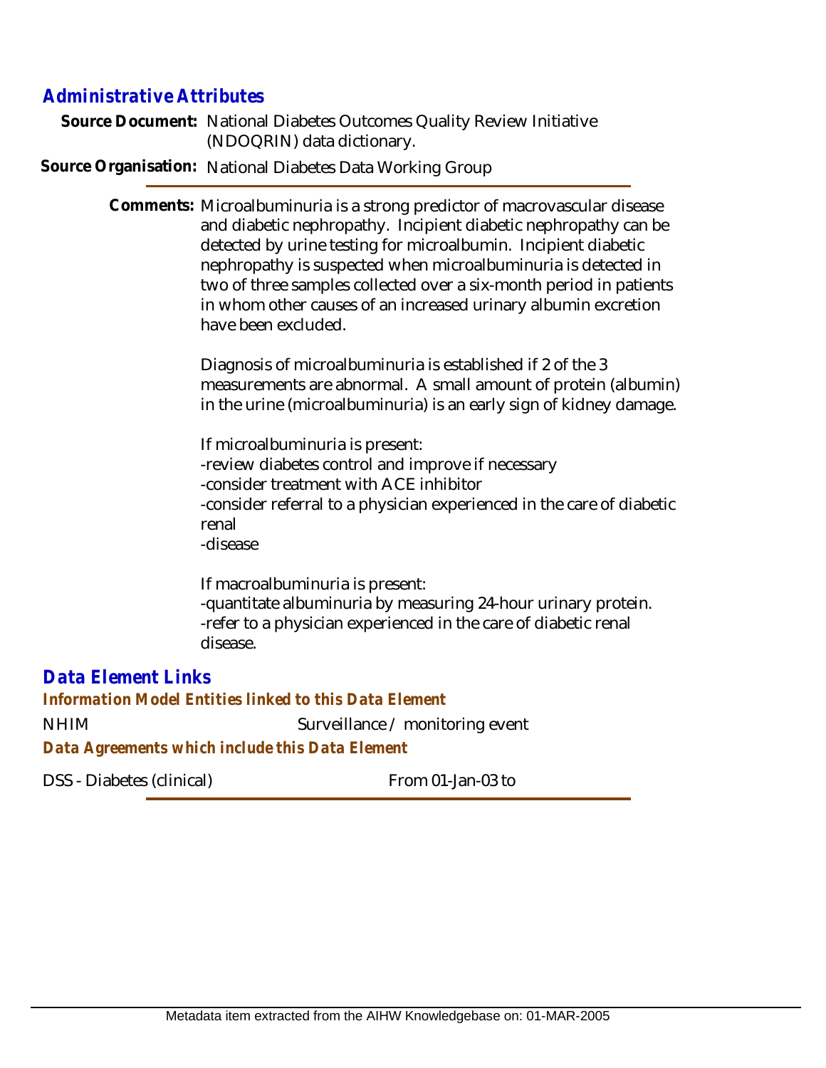## Administrative Attributes

**Source Document:** National Diabetes Outcomes Quality Review Initiative (NDOQRIN) data dictionary.

**Source Organisation:** National Diabetes Data Working Group

**Comments:** Microalbuminuria is a strong predictor of macrovascular disease and diabetic nephropathy. Incipient diabetic nephropathy can be detected by urine testing for microalbumin. Incipient diabetic nephropathy is suspected when microalbuminuria is detected in two of three samples collected over a six-month period in patients in whom other causes of an increased urinary albumin excretion have been excluded.

Diagnosis of microalbuminuria is established if 2 of the 3 measurements are abnormal. A small amount of protein (albumin) in the urine (microalbuminuria) is an early sign of kidney damage.

If microalbuminuria is present:
-review diabetes control and improve if necessary
-consider treatment with ACE inhibitor
-consider referral to a physician experienced in the care of diabetic renal
-disease

If macroalbuminuria is present:
-quantitate albuminuria by measuring 24-hour urinary protein.
-refer to a physician experienced in the care of diabetic renal disease.

## Data Element Links

### Information Model Entities linked to this Data Element

| | |
|---|---|
| NHIM | Surveillance / monitoring event |

### Data Agreements which include this Data Element

| | |
|---|---|
| DSS - Diabetes (clinical) | From 01-Jan-03 to |